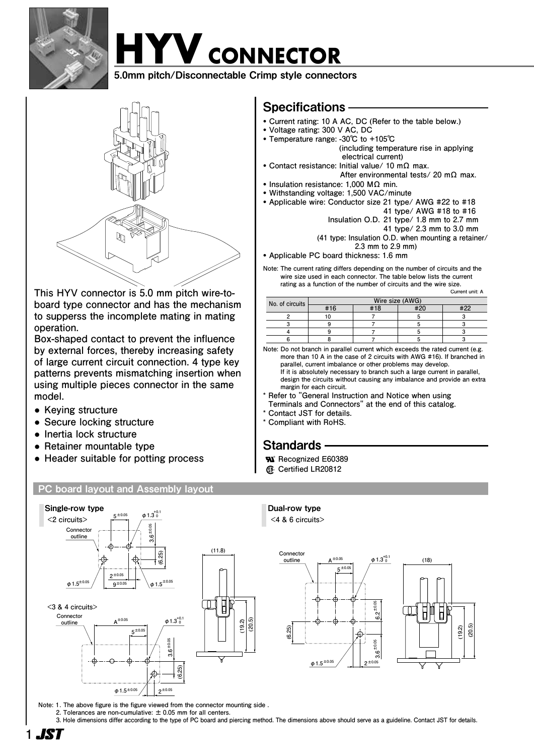# HYV CONNECTOR

**5.0mm pitch/Disconnectable Crimp style connectors**

This HYV connector is 5.0 mm pitch wire-to-board type connector and has the mechanism to supperss the incomplete mating in mating operation.

Box-shaped contact to prevent the influence by external forces, thereby increasing safety of large current circuit connection. 4 type key patterns prevents mismatching insertion when using multiple pieces connector in the same model.

- Keying structure
- Secure locking structure
- Inertia lock structure
- Retainer mountable type
- Header suitable for potting process

## Specifications

- Current rating: 10 A AC, DC (Refer to the table below.)
- Voltage rating: 300 V AC, DC
- Temperature range: -30℃ to +105℃ (including temperature rise in applying electrical current)
- Contact resistance: Initial value/ 10 mΩ max. After environmental tests/ 20 mΩ max.
- Insulation resistance: 1,000 MΩ min.
- Withstanding voltage: 1,500 VAC/minute
- Applicable wire: Conductor size 21 type/ AWG #22 to #18
  41 type/ AWG #18 to #16
  Insulation O.D. 21 type/ 1.8 mm to 2.7 mm
  41 type/ 2.3 mm to 3.0 mm
  (41 type: Insulation O.D. when mounting a retainer/ 2.3 mm to 2.9 mm)
- Applicable PC board thickness: 1.6 mm

Note: The current rating differs depending on the number of circuits and the wire size used in each connector. The table below lists the current rating as a function of the number of circuits and the wire size.

Current unit: A

| No. of circuits | Wire size (AWG) | | | |
|---|---|---|---|---|
| | #16 | #18 | #20 | #22 |
| 2 | 10 | 7 | 5 | 3 |
| 3 | 9 | 7 | 5 | 3 |
| 4 | 9 | 7 | 5 | 3 |
| 6 | 8 | 7 | 5 | 3 |

Note: Do not branch in parallel current which exceeds the rated current (e.g. more than 10 A in the case of 2 circuits with AWG #16). If branched in parallel, current imbalance or other problems may develop. If it is absolutely necessary to branch such a large current in parallel, design the circuits without causing any imbalance and provide an extra margin for each circuit.

\* Refer to "General Instruction and Notice when using Terminals and Connectors" at the end of this catalog.
\* Contact JST for details.
\* Compliant with RoHS.

## Standards

Recognized E60389
Certified LR20812

## PC board layout and Assembly layout

### Single-row type

<2 circuits>

Connector outline
5 ±0.05
φ1.3 +0.1/0
3.6 ±0.05
(6.25)
2 ±0.05
9 ±0.05
φ1.5 ±0.05
φ1.5 ±0.05

(11.8)
(19.2)
(20.5)

<3 & 4 circuits>

Connector outline
A ±0.05
5 ±0.05
φ1.3 +0.1/0
3.6 ±0.05
(6.25)
φ1.5 ±0.05
2 ±0.05

### Dual-row type

<4 & 6 circuits>

Connector outline
A ±0.05
5 ±0.05
φ1.3 +0.1/0
6.2 ±0.05
(6.25)
3.6 ±0.05
φ1.5 ±0.05
2 ±0.05

(18)
(19.2)
(20.5)

Note: 1. The above figure is the figure viewed from the connector mounting side .
2. Tolerances are non-cumulative: ± 0.05 mm for all centers.
3. Hole dimensions differ according to the type of PC board and piercing method. The dimensions above should serve as a guideline. Contact JST for details.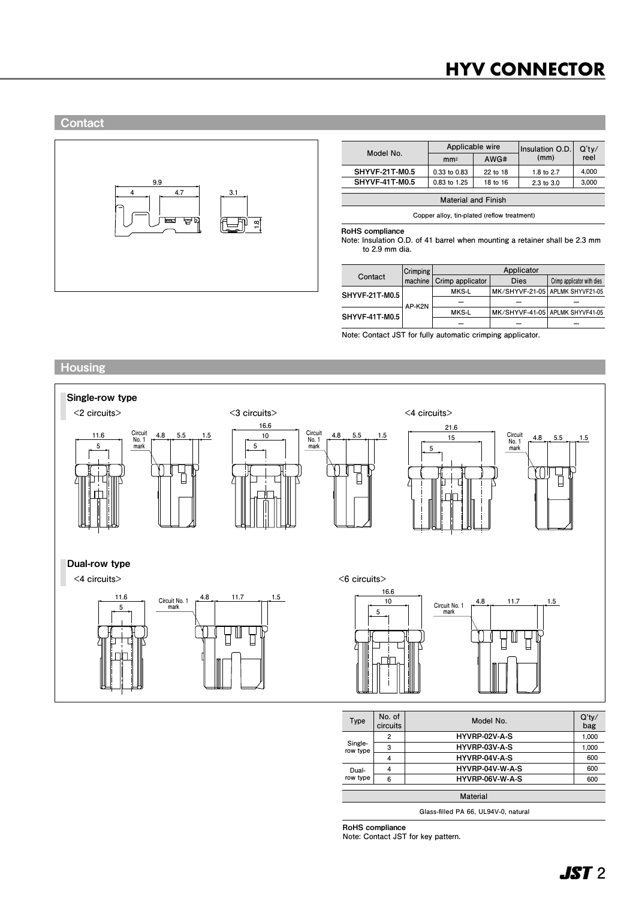## Contact

9.9
4
4.7
3.1
1.8

| Model No. | Applicable wire | | Insulation O.D. (mm) | Q'ty/ reel |
|---|---|---|---|---|
| | $mm^2$ | AWG# | | |
| SHYVF-21T-M0.5 | 0.33 to 0.83 | 22 to 18 | 1.8 to 2.7 | 4,000 |
| SHYVF-41T-M0.5 | 0.83 to 1.25 | 18 to 16 | 2.3 to 3.0 | 3,000 |

| Material and Finish |
|---|
| Copper alloy, tin-plated (reflow treatment) |

**RoHS compliance**

Note: Insulation O.D. of 41 barrel when mounting a retainer shall be 2.3 mm to 2.9 mm dia.

| Contact | Crimping machine | Applicator | | |
|---|---|---|---|---|
| | | Crimp applicator | Dies | Crimp applicator with dies |
| SHYVF-21T-M0.5 | AP-K2N | MKS-L | MK/SHYVF-21-05 | APLMK SHYVF21-05 |
| | | — | — | — |
| SHYVF-41T-M0.5 | | MKS-L | MK/SHYVF-41-05 | APLMK SHYVF41-05 |
| | | — | — | — |

Note: Contact JST for fully automatic crimping applicator.

## Housing

### Single-row type

<2 circuits>

11.6
5
Circuit No. 1 mark
4.8
5.5
1.5

<3 circuits>

16.6
10
5
Circuit No. 1 mark
4.8
5.5
1.5

<4 circuits>

21.6
15
5
Circuit No. 1 mark
4.8
5.5
1.5

### Dual-row type

<4 circuits>

11.6
5
Circuit No. 1 mark
4.8
11.7
1.5

<6 circuits>

16.6
10
5
Circuit No. 1 mark
4.8
11.7
1.5

| Type | No. of circuits | Model No. | Q'ty/ bag |
|---|---|---|---|
| Single-row type | 2 | HYVRP-02V-A-S | 1,000 |
| | 3 | HYVRP-03V-A-S | 1,000 |
| | 4 | HYVRP-04V-A-S | 600 |
| Dual-row type | 4 | HYVRP-04V-W-A-S | 600 |
| | 6 | HYVRP-06V-W-A-S | 600 |

| Material |
|---|
| Glass-filled PA 66, UL94V-0, natural |

**RoHS compliance**

Note: Contact JST for key pattern.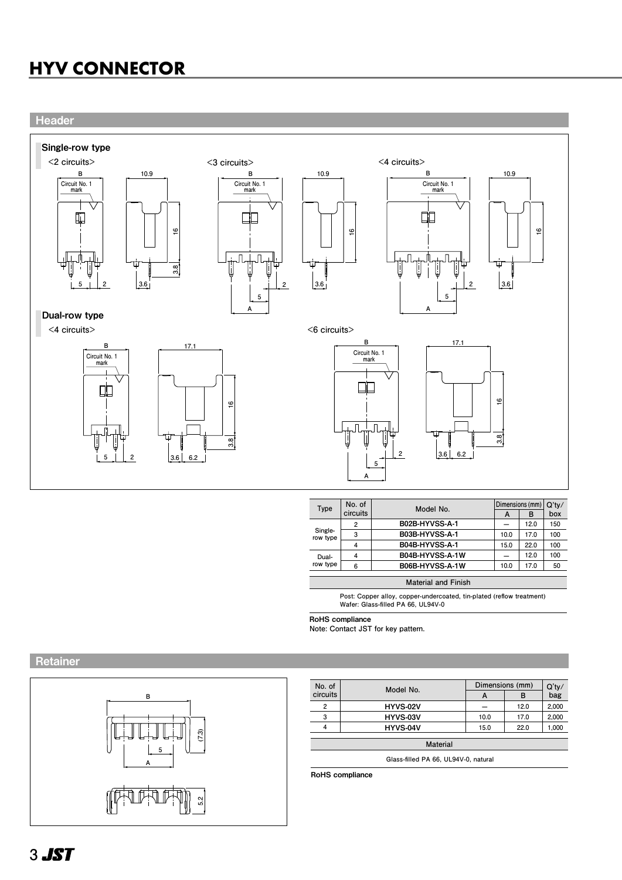# HYV CONNECTOR

## Header

### Single-row type

<2 circuits>

B
Circuit No. 1 mark
10.9
16
3.8
5
2
3.6

<3 circuits>

B
Circuit No. 1 mark
10.9
16
5
2
3.6
A

<4 circuits>

B
Circuit No. 1 mark
10.9
16
5
2
3.6
A

### Dual-row type

<4 circuits>

B
Circuit No. 1 mark
17.1
16
3.8
5
2
3.6
6.2

<6 circuits>

B
Circuit No. 1 mark
17.1
16
3.8
2
5
A
3.6
6.2

| Type | No. of circuits | Model No. | Dimensions (mm) | | Q'ty/ box |
|---|---|---|---|---|---|
| | | | A | B | |
| Single-row type | 2 | **B02B-HYVSS-A-1** | — | 12.0 | 150 |
| | 3 | **B03B-HYVSS-A-1** | 10.0 | 17.0 | 100 |
| | 4 | **B04B-HYVSS-A-1** | 15.0 | 22.0 | 100 |
| Dual-row type | 4 | **B04B-HYVSS-A-1W** | — | 12.0 | 100 |
| | 6 | **B06B-HYVSS-A-1W** | 10.0 | 17.0 | 50 |

**Material and Finish**

Post: Copper alloy, copper-undercoated, tin-plated (reflow treatment)
Wafer: Glass-filled PA 66, UL94V-0

**RoHS compliance**
Note: Contact JST for key pattern.

## Retainer

B
(7.3)
5
A
5.2

| No. of circuits | Model No. | Dimensions (mm) | | Q'ty/ bag |
|---|---|---|---|---|
| | | A | B | |
| 2 | **HYVS-02V** | — | 12.0 | 2,000 |
| 3 | **HYVS-03V** | 10.0 | 17.0 | 2,000 |
| 4 | **HYVS-04V** | 15.0 | 22.0 | 1,000 |

**Material**

Glass-filled PA 66, UL94V-0, natural

**RoHS compliance**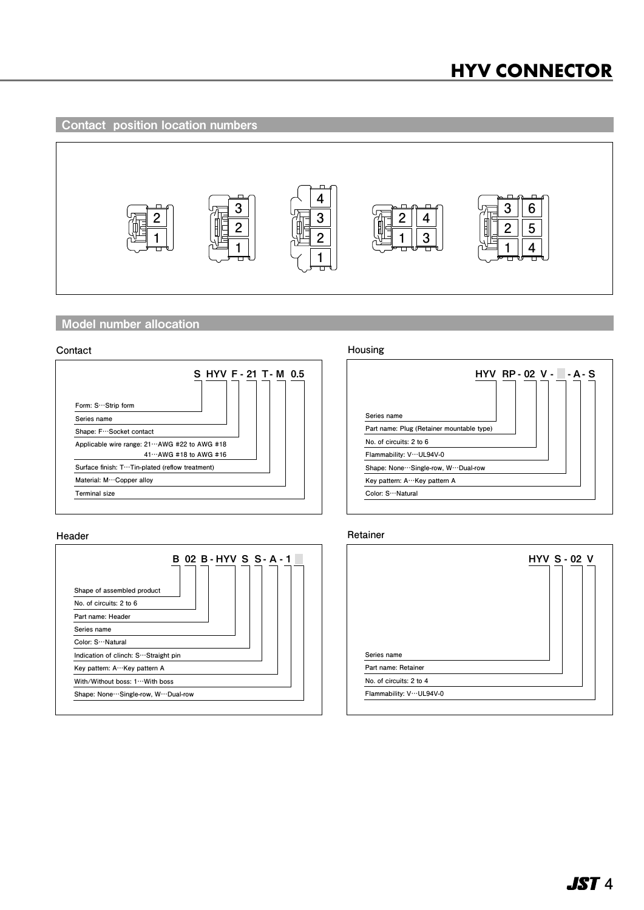# HYV CONNECTOR

## Contact position location numbers

2
1

3
2
1

4
3
2
1

2 4
1 3

3 6
2 5
1 4

## Model number allocation

### Contact

S HYV F - 21 T - M 0.5

- Form: S···Strip form
- Series name
- Shape: F···Socket contact
- Applicable wire range: 21···AWG #22 to AWG #18
  41···AWG #18 to AWG #16
- Surface finish: T···Tin-plated (reflow treatment)
- Material: M···Copper alloy
- Terminal size

### Housing

HYV RP - 02 V - □ - A - S

- Series name
- Part name: Plug (Retainer mountable type)
- No. of circuits: 2 to 6
- Flammability: V···UL94V-0
- Shape: None···Single-row, W···Dual-row
- Key pattern: A···Key pattern A
- Color: S···Natural

### Header

B 02 B - HYV S S - A - 1 □

- Shape of assembled product
- No. of circuits: 2 to 6
- Part name: Header
- Series name
- Color: S···Natural
- Indication of clinch: S···Straight pin
- Key pattern: A···Key pattern A
- With/Without boss: 1···With boss
- Shape: None···Single-row, W···Dual-row

### Retainer

HYV S - 02 V

- Series name
- Part name: Retainer
- No. of circuits: 2 to 4
- Flammability: V···UL94V-0